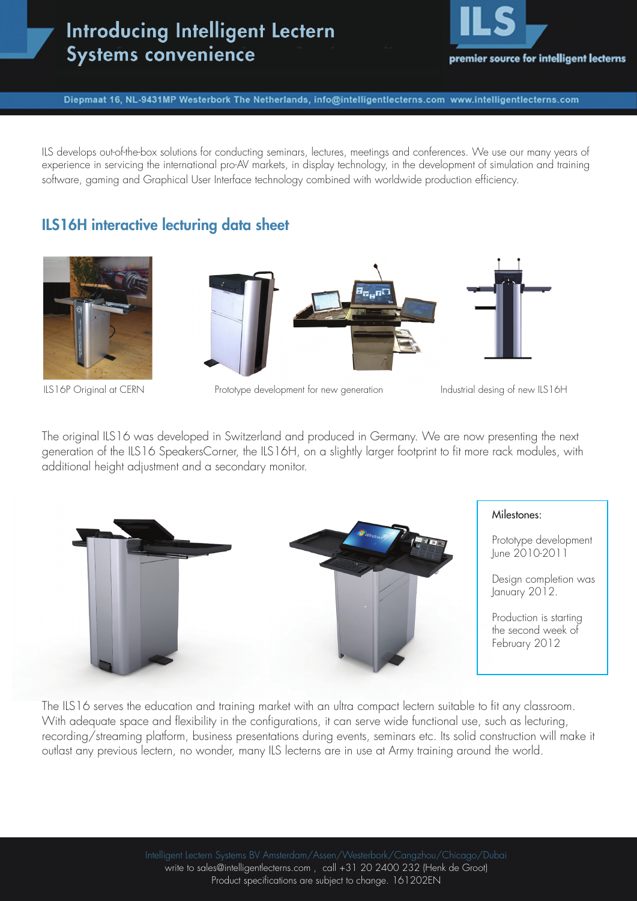# Introducing Intelligent Lectern Systems convenience

ILS premier source for intelligent lecterns

Diepmaat 16, NL-9431MP Westerbork The Netherlands, info@intelligentlecterns.com www.intelligentlecterns.com

ILS develops out-of-the-box solutions for conducting seminars, lectures, meetings and conferences. We use our many years of experience in servicing the international pro-AV markets, in display technology, in the development of simulation and training software, gaming and Graphical User Interface technology combined with worldwide production efficiency.

## ILS16H interactive lecturing data sheet

ILS16P Original at CERN

Prototype development for new generation

Industrial desing of new ILS16H

The original ILS16 was developed in Switzerland and produced in Germany. We are now presenting the next generation of the ILS16 SpeakersCorner, the ILS16H, on a slightly larger footprint to fit more rack modules, with additional height adjustment and a secondary monitor.

Milestones:

Prototype development June 2010-2011

Design completion was January 2012.

Production is starting the second week of February 2012

The ILS16 serves the education and training market with an ultra compact lectern suitable to fit any classroom. With adequate space and flexibility in the configurations, it can serve wide functional use, such as lecturing, recording/streaming platform, business presentations during events, seminars etc. Its solid construction will make it outlast any previous lectern, no wonder, many ILS lecterns are in use at Army training around the world.

Intelligent Lectern Systems BV Amsterdam/Assen/Westerbork/Cangzhou/Chicago/Dubai
write to sales@intelligentlecterns.com , call +31 20 2400 232 (Henk de Groot)
Product specifications are subject to change. 161202EN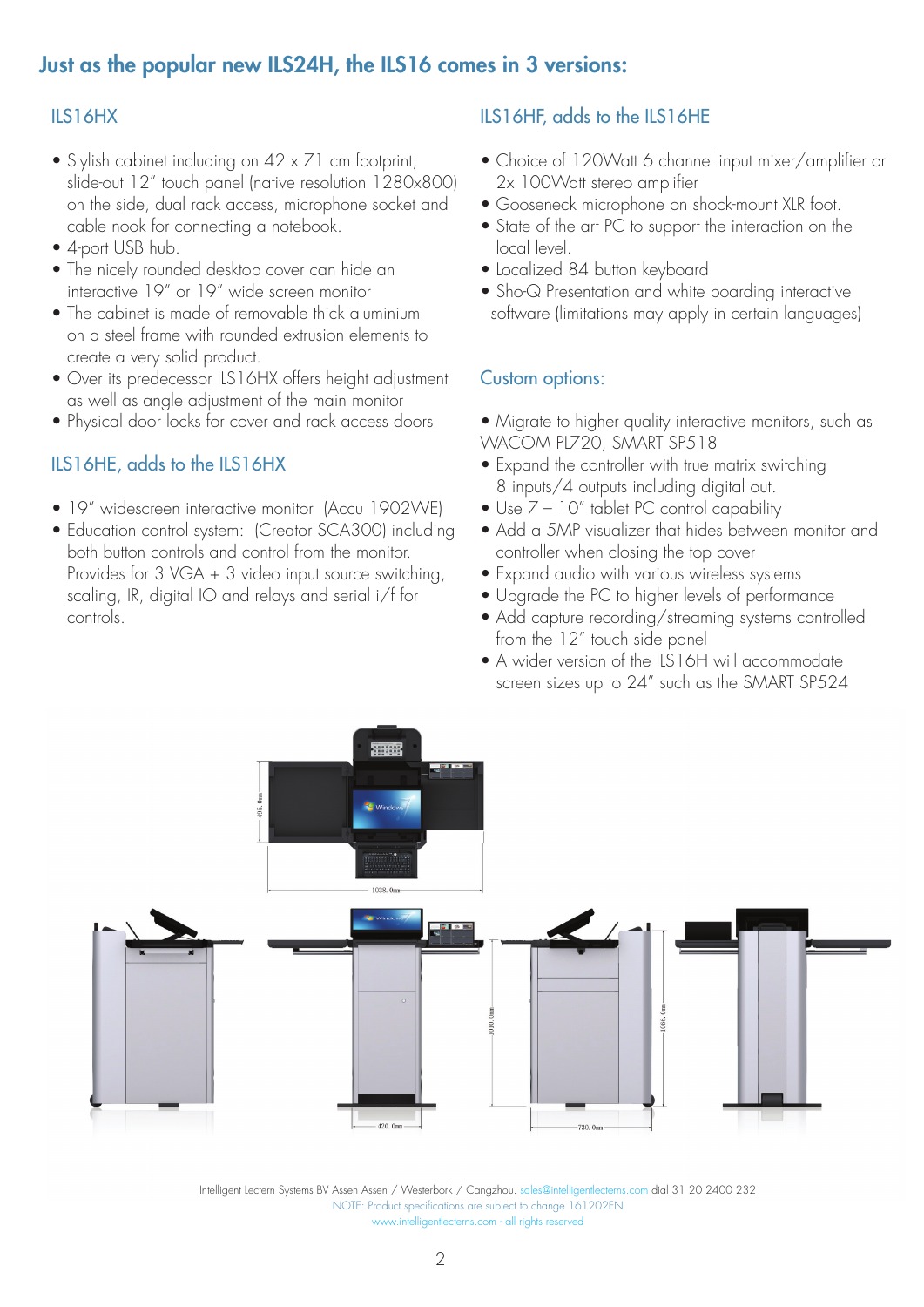# Just as the popular new ILS24H, the ILS16 comes in 3 versions:

## ILS16HX

- Stylish cabinet including on 42 x 71 cm footprint, slide-out 12" touch panel (native resolution 1280x800) on the side, dual rack access, microphone socket and cable nook for connecting a notebook.
- 4-port USB hub.
- The nicely rounded desktop cover can hide an interactive 19" or 19" wide screen monitor
- The cabinet is made of removable thick aluminium on a steel frame with rounded extrusion elements to create a very solid product.
- Over its predecessor ILS16HX offers height adjustment as well as angle adjustment of the main monitor
- Physical door locks for cover and rack access doors

## ILS16HE, adds to the ILS16HX

- 19" widescreen interactive monitor (Accu 1902WE)
- Education control system: (Creator SCA300) including both button controls and control from the monitor. Provides for 3 VGA + 3 video input source switching, scaling, IR, digital IO and relays and serial i/f for controls.

## ILS16HF, adds to the ILS16HE

- Choice of 120Watt 6 channel input mixer/amplifier or 2x 100Watt stereo amplifier
- Gooseneck microphone on shock-mount XLR foot.
- State of the art PC to support the interaction on the local level.
- Localized 84 button keyboard
- Sho-Q Presentation and white boarding interactive software (limitations may apply in certain languages)

## Custom options:

- Migrate to higher quality interactive monitors, such as WACOM PL720, SMART SP518
- Expand the controller with true matrix switching 8 inputs/4 outputs including digital out.
- Use 7 – 10" tablet PC control capability
- Add a 5MP visualizer that hides between monitor and controller when closing the top cover
- Expand audio with various wireless systems
- Upgrade the PC to higher levels of performance
- Add capture recording/streaming systems controlled from the 12" touch side panel
- A wider version of the ILS16H will accommodate screen sizes up to 24" such as the SMART SP524

495. 0mm

1038. 0mm

1010. 0mm

1066. 0mm

420. 0mm

730. 0mm

Intelligent Lectern Systems BV Assen Assen / Westerbork / Cangzhou. sales@intelligentlecterns.com dial 31 20 2400 232
NOTE: Product specifications are subject to change 161202EN
www.intelligentlecterns.com - all rights reserved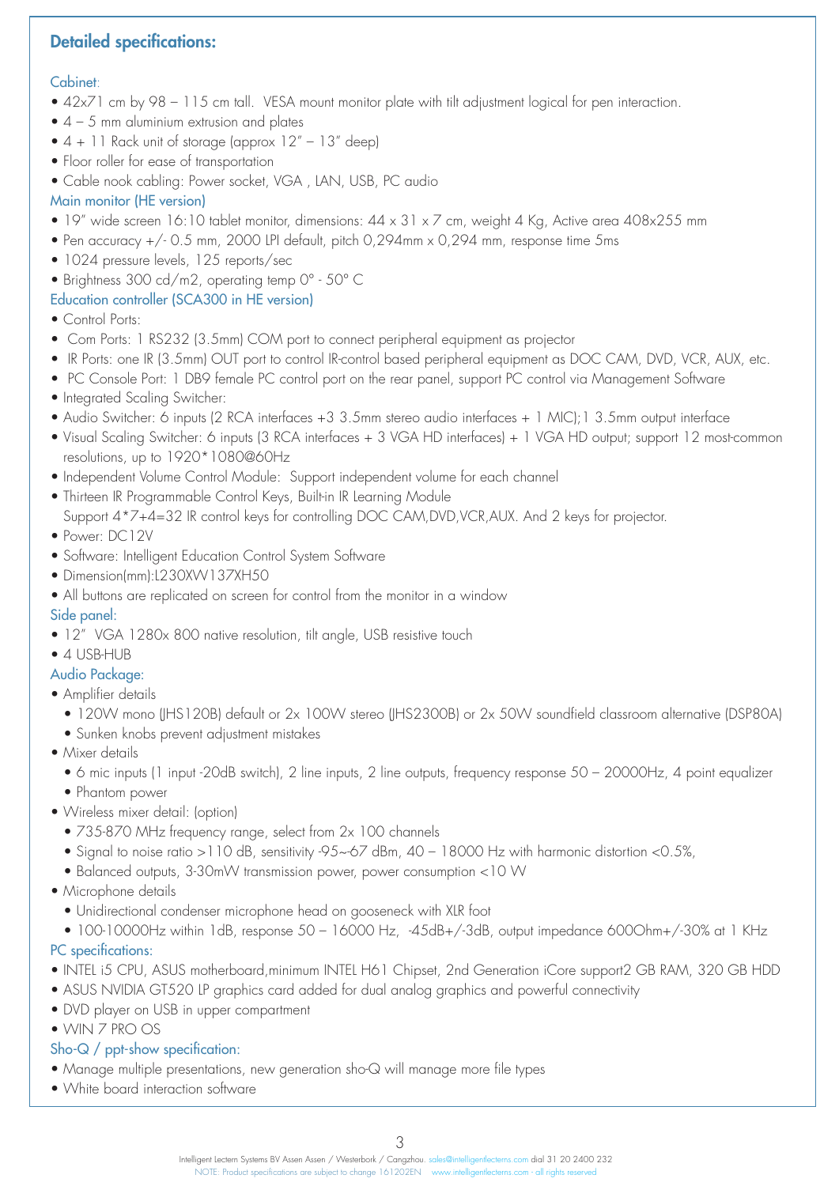## Detailed specifications:

### Cabinet:

- 42x71 cm by 98 – 115 cm tall. VESA mount monitor plate with tilt adjustment logical for pen interaction.
- 4 – 5 mm aluminium extrusion and plates
- 4 + 11 Rack unit of storage (approx 12" – 13" deep)
- Floor roller for ease of transportation
- Cable nook cabling: Power socket, VGA , LAN, USB, PC audio

### Main monitor (HE version)

- 19" wide screen 16:10 tablet monitor, dimensions: 44 x 31 x 7 cm, weight 4 Kg, Active area 408x255 mm
- Pen accuracy +/- 0.5 mm, 2000 LPI default, pitch 0,294mm x 0,294 mm, response time 5ms
- 1024 pressure levels, 125 reports/sec
- Brightness 300 cd/m2, operating temp 0° - 50° C

### Education controller (SCA300 in HE version)

- Control Ports:
- Com Ports: 1 RS232 (3.5mm) COM port to connect peripheral equipment as projector
- IR Ports: one IR (3.5mm) OUT port to control IR-control based peripheral equipment as DOC CAM, DVD, VCR, AUX, etc.
- PC Console Port: 1 DB9 female PC control port on the rear panel, support PC control via Management Software
- Integrated Scaling Switcher:
- Audio Switcher: 6 inputs (2 RCA interfaces +3 3.5mm stereo audio interfaces + 1 MIC);1 3.5mm output interface
- Visual Scaling Switcher: 6 inputs (3 RCA interfaces + 3 VGA HD interfaces) + 1 VGA HD output; support 12 most-common resolutions, up to 1920*1080@60Hz
- Independent Volume Control Module: Support independent volume for each channel
- Thirteen IR Programmable Control Keys, Built-in IR Learning Module
  Support 4*7+4=32 IR control keys for controlling DOC CAM,DVD,VCR,AUX. And 2 keys for projector.
- Power: DC12V
- Software: Intelligent Education Control System Software
- Dimension(mm):L230XW137XH50
- All buttons are replicated on screen for control from the monitor in a window

### Side panel:

- 12" VGA 1280x 800 native resolution, tilt angle, USB resistive touch
- 4 USB-HUB

### Audio Package:

- Amplifier details
  - 120W mono (JHS120B) default or 2x 100W stereo (JHS2300B) or 2x 50W soundfield classroom alternative (DSP80A)
  - Sunken knobs prevent adjustment mistakes
- Mixer details
  - 6 mic inputs (1 input -20dB switch), 2 line inputs, 2 line outputs, frequency response 50 – 20000Hz, 4 point equalizer
  - Phantom power
- Wireless mixer detail: (option)
  - 735-870 MHz frequency range, select from 2x 100 channels
  - Signal to noise ratio >110 dB, sensitivity -95~-67 dBm, 40 – 18000 Hz with harmonic distortion <0.5%,
  - Balanced outputs, 3-30mW transmission power, power consumption <10 W
- Microphone details
  - Unidirectional condenser microphone head on gooseneck with XLR foot
  - 100-10000Hz within 1dB, response 50 – 16000 Hz, -45dB+/-3dB, output impedance 600Ohm+/-30% at 1 KHz

### PC specifications:

- INTEL i5 CPU, ASUS motherboard,minimum INTEL H61 Chipset, 2nd Generation iCore support2 GB RAM, 320 GB HDD
- ASUS NVIDIA GT520 LP graphics card added for dual analog graphics and powerful connectivity
- DVD player on USB in upper compartment
- WIN 7 PRO OS

### Sho-Q / ppt-show specification:

- Manage multiple presentations, new generation sho-Q will manage more file types
- White board interaction software

Intelligent Lectern Systems BV Assen Assen / Westerbork / Cangzhou. sales@intelligentlecterns.com dial 31 20 2400 232
NOTE: Product specifications are subject to change 161202EN www.intelligentlecterns.com - all rights reserved